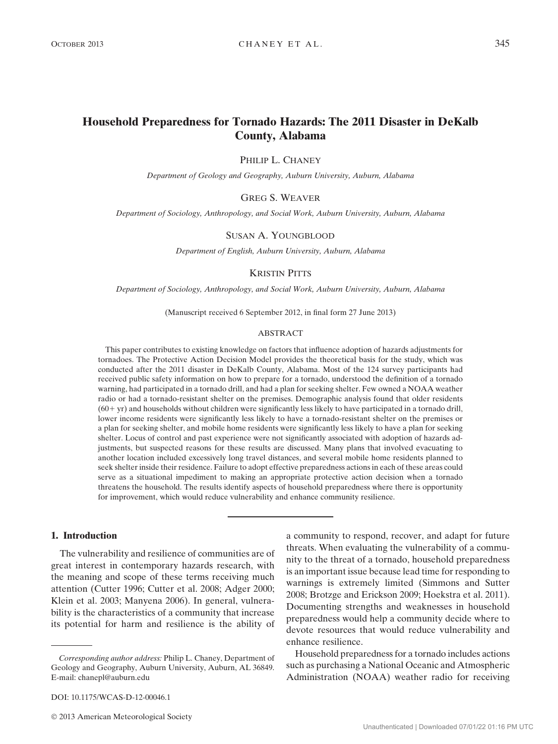# Household Preparedness for Tornado Hazards: The 2011 Disaster in DeKalb County, Alabama

PHILIP L. CHANEY

*Department of Geology and Geography, Auburn University, Auburn, Alabama*

GREG S. WEAVER

*Department of Sociology, Anthropology, and Social Work, Auburn University, Auburn, Alabama*

SUSAN A. YOUNGBLOOD

*Department of English, Auburn University, Auburn, Alabama*

KRISTIN PITTS

*Department of Sociology, Anthropology, and Social Work, Auburn University, Auburn, Alabama*

(Manuscript received 6 September 2012, in final form 27 June 2013)

## ABSTRACT

This paper contributes to existing knowledge on factors that influence adoption of hazards adjustments for tornadoes. The Protective Action Decision Model provides the theoretical basis for the study, which was conducted after the 2011 disaster in DeKalb County, Alabama. Most of the 124 survey participants had received public safety information on how to prepare for a tornado, understood the definition of a tornado warning, had participated in a tornado drill, and had a plan for seeking shelter. Few owned a NOAA weather radio or had a tornado-resistant shelter on the premises. Demographic analysis found that older residents (60+ yr) and households without children were significantly less likely to have participated in a tornado drill, lower income residents were significantly less likely to have a tornado-resistant shelter on the premises or a plan for seeking shelter, and mobile home residents were significantly less likely to have a plan for seeking shelter. Locus of control and past experience were not significantly associated with adoption of hazards adjustments, but suspected reasons for these results are discussed. Many plans that involved evacuating to another location included excessively long travel distances, and several mobile home residents planned to seek shelter inside their residence. Failure to adopt effective preparedness actions in each of these areas could serve as a situational impediment to making an appropriate protective action decision when a tornado threatens the household. The results identify aspects of household preparedness where there is opportunity for improvement, which would reduce vulnerability and enhance community resilience.

## 1. Introduction

The vulnerability and resilience of communities are of great interest in contemporary hazards research, with the meaning and scope of these terms receiving much attention (Cutter 1996; Cutter et al. 2008; Adger 2000; Klein et al. 2003; Manyena 2006). In general, vulnerability is the characteristics of a community that increase its potential for harm and resilience is the ability of a community to respond, recover, and adapt for future threats. When evaluating the vulnerability of a community to the threat of a tornado, household preparedness is an important issue because lead time for responding to warnings is extremely limited (Simmons and Sutter 2008; Brotzge and Erickson 2009; Hoekstra et al. 2011). Documenting strengths and weaknesses in household preparedness would help a community decide where to devote resources that would reduce vulnerability and enhance resilience.

Household preparedness for a tornado includes actions such as purchasing a National Oceanic and Atmospheric Administration (NOAA) weather radio for receiving

*Corresponding author address:* Philip L. Chaney, Department of Geology and Geography, Auburn University, Auburn, AL 36849.
E-mail: chanepl@auburn.edu

DOI: 10.1175/WCAS-D-12-00046.1

© 2013 American Meteorological Society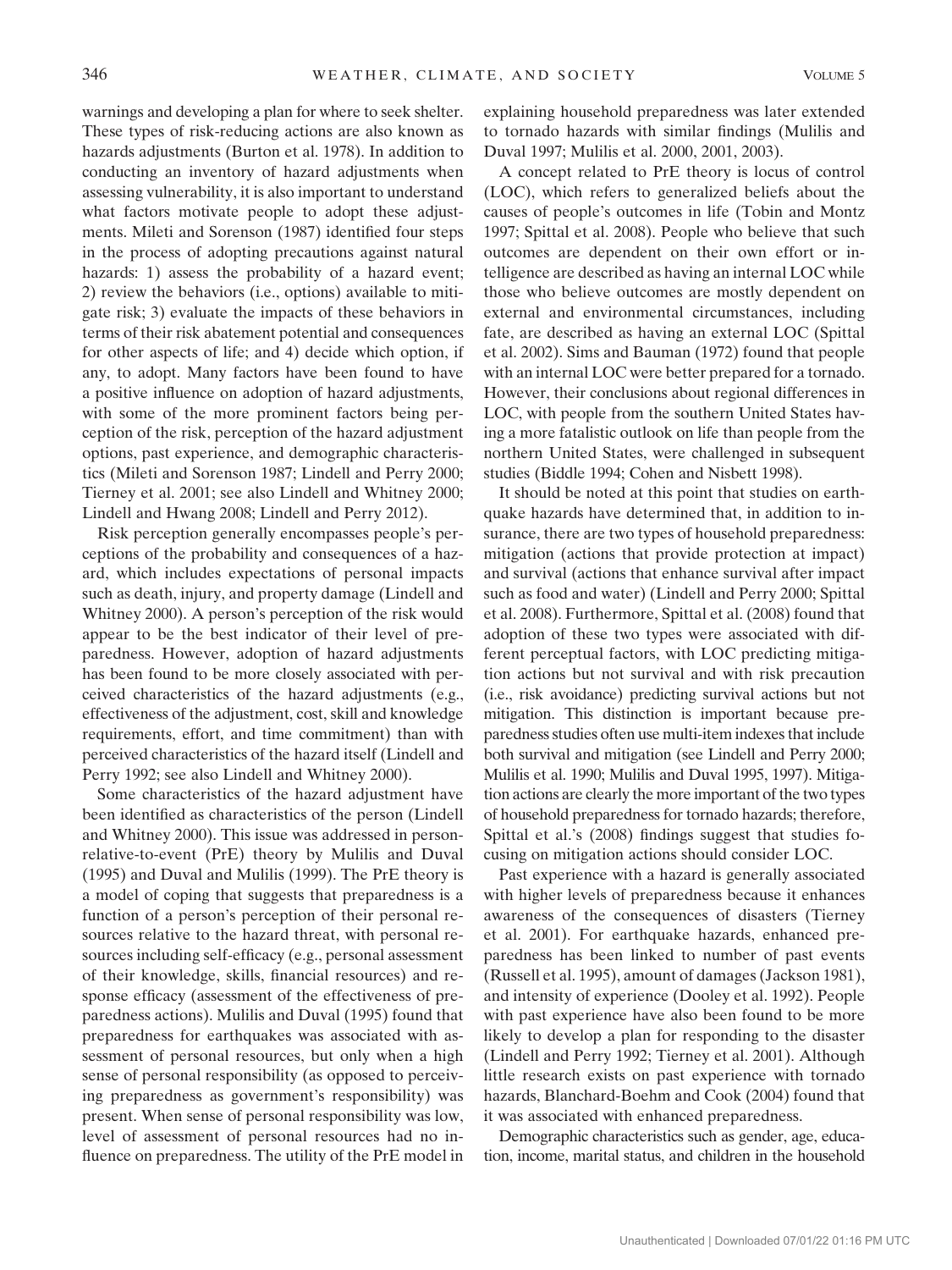warnings and developing a plan for where to seek shelter. These types of risk-reducing actions are also known as hazards adjustments (Burton et al. 1978). In addition to conducting an inventory of hazard adjustments when assessing vulnerability, it is also important to understand what factors motivate people to adopt these adjustments. Mileti and Sorenson (1987) identified four steps in the process of adopting precautions against natural hazards: 1) assess the probability of a hazard event; 2) review the behaviors (i.e., options) available to mitigate risk; 3) evaluate the impacts of these behaviors in terms of their risk abatement potential and consequences for other aspects of life; and 4) decide which option, if any, to adopt. Many factors have been found to have a positive influence on adoption of hazard adjustments, with some of the more prominent factors being perception of the risk, perception of the hazard adjustment options, past experience, and demographic characteristics (Mileti and Sorenson 1987; Lindell and Perry 2000; Tierney et al. 2001; see also Lindell and Whitney 2000; Lindell and Hwang 2008; Lindell and Perry 2012).

Risk perception generally encompasses people's perceptions of the probability and consequences of a hazard, which includes expectations of personal impacts such as death, injury, and property damage (Lindell and Whitney 2000). A person's perception of the risk would appear to be the best indicator of their level of preparedness. However, adoption of hazard adjustments has been found to be more closely associated with perceived characteristics of the hazard adjustments (e.g., effectiveness of the adjustment, cost, skill and knowledge requirements, effort, and time commitment) than with perceived characteristics of the hazard itself (Lindell and Perry 1992; see also Lindell and Whitney 2000).

Some characteristics of the hazard adjustment have been identified as characteristics of the person (Lindell and Whitney 2000). This issue was addressed in person-relative-to-event (PrE) theory by Mulilis and Duval (1995) and Duval and Mulilis (1999). The PrE theory is a model of coping that suggests that preparedness is a function of a person's perception of their personal resources relative to the hazard threat, with personal resources including self-efficacy (e.g., personal assessment of their knowledge, skills, financial resources) and response efficacy (assessment of the effectiveness of preparedness actions). Mulilis and Duval (1995) found that preparedness for earthquakes was associated with assessment of personal resources, but only when a high sense of personal responsibility (as opposed to perceiving preparedness as government's responsibility) was present. When sense of personal responsibility was low, level of assessment of personal resources had no influence on preparedness. The utility of the PrE model in explaining household preparedness was later extended to tornado hazards with similar findings (Mulilis and Duval 1997; Mulilis et al. 2000, 2001, 2003).

A concept related to PrE theory is locus of control (LOC), which refers to generalized beliefs about the causes of people's outcomes in life (Tobin and Montz 1997; Spittal et al. 2008). People who believe that such outcomes are dependent on their own effort or intelligence are described as having an internal LOC while those who believe outcomes are mostly dependent on external and environmental circumstances, including fate, are described as having an external LOC (Spittal et al. 2002). Sims and Bauman (1972) found that people with an internal LOC were better prepared for a tornado. However, their conclusions about regional differences in LOC, with people from the southern United States having a more fatalistic outlook on life than people from the northern United States, were challenged in subsequent studies (Biddle 1994; Cohen and Nisbett 1998).

It should be noted at this point that studies on earthquake hazards have determined that, in addition to insurance, there are two types of household preparedness: mitigation (actions that provide protection at impact) and survival (actions that enhance survival after impact such as food and water) (Lindell and Perry 2000; Spittal et al. 2008). Furthermore, Spittal et al. (2008) found that adoption of these two types were associated with different perceptual factors, with LOC predicting mitigation actions but not survival and with risk precaution (i.e., risk avoidance) predicting survival actions but not mitigation. This distinction is important because preparedness studies often use multi-item indexes that include both survival and mitigation (see Lindell and Perry 2000; Mulilis et al. 1990; Mulilis and Duval 1995, 1997). Mitigation actions are clearly the more important of the two types of household preparedness for tornado hazards; therefore, Spittal et al.'s (2008) findings suggest that studies focusing on mitigation actions should consider LOC.

Past experience with a hazard is generally associated with higher levels of preparedness because it enhances awareness of the consequences of disasters (Tierney et al. 2001). For earthquake hazards, enhanced preparedness has been linked to number of past events (Russell et al. 1995), amount of damages (Jackson 1981), and intensity of experience (Dooley et al. 1992). People with past experience have also been found to be more likely to develop a plan for responding to the disaster (Lindell and Perry 1992; Tierney et al. 2001). Although little research exists on past experience with tornado hazards, Blanchard-Boehm and Cook (2004) found that it was associated with enhanced preparedness.

Demographic characteristics such as gender, age, education, income, marital status, and children in the household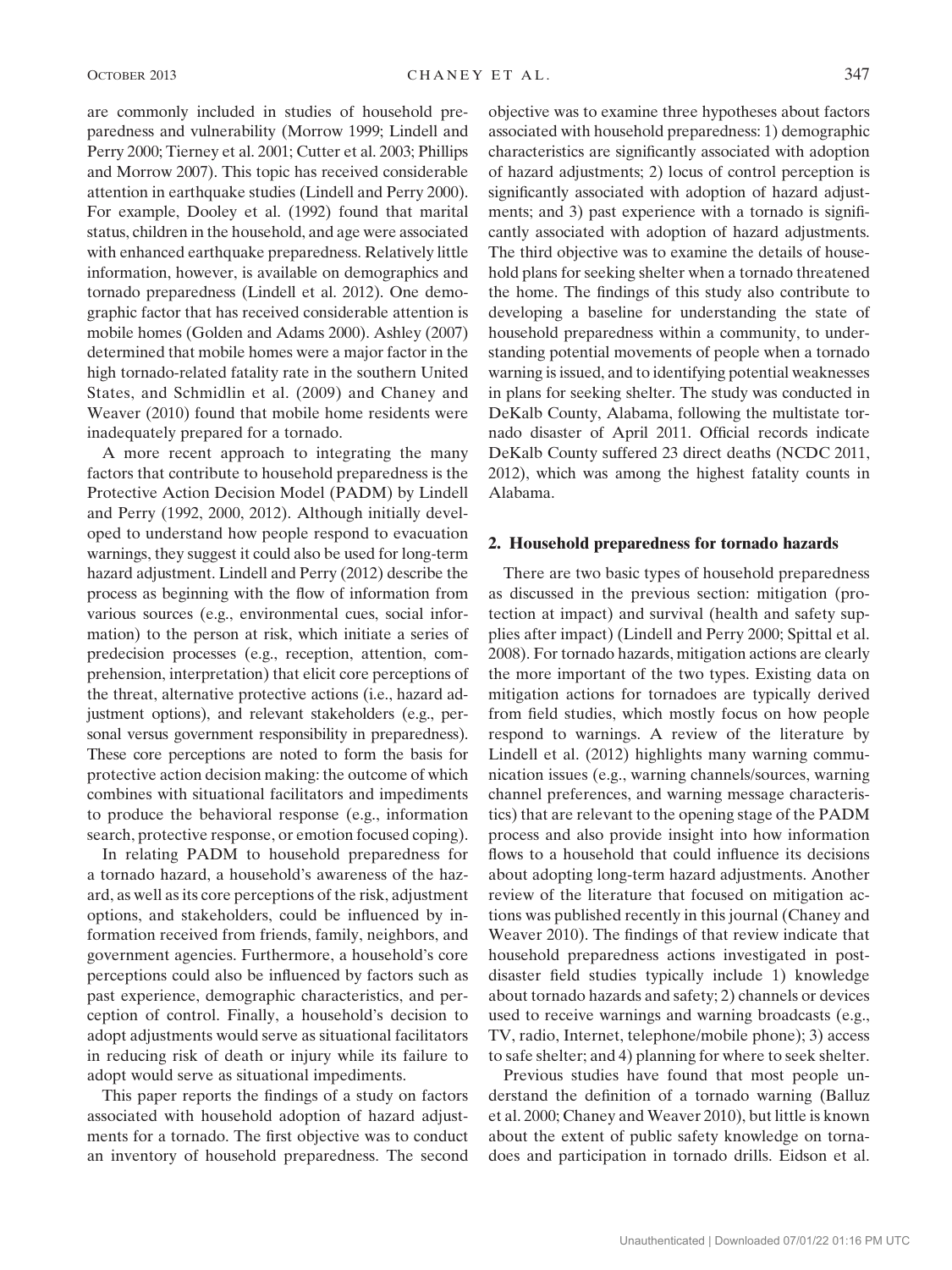are commonly included in studies of household preparedness and vulnerability (Morrow 1999; Lindell and Perry 2000; Tierney et al. 2001; Cutter et al. 2003; Phillips and Morrow 2007). This topic has received considerable attention in earthquake studies (Lindell and Perry 2000). For example, Dooley et al. (1992) found that marital status, children in the household, and age were associated with enhanced earthquake preparedness. Relatively little information, however, is available on demographics and tornado preparedness (Lindell et al. 2012). One demographic factor that has received considerable attention is mobile homes (Golden and Adams 2000). Ashley (2007) determined that mobile homes were a major factor in the high tornado-related fatality rate in the southern United States, and Schmidlin et al. (2009) and Chaney and Weaver (2010) found that mobile home residents were inadequately prepared for a tornado.

A more recent approach to integrating the many factors that contribute to household preparedness is the Protective Action Decision Model (PADM) by Lindell and Perry (1992, 2000, 2012). Although initially developed to understand how people respond to evacuation warnings, they suggest it could also be used for long-term hazard adjustment. Lindell and Perry (2012) describe the process as beginning with the flow of information from various sources (e.g., environmental cues, social information) to the person at risk, which initiate a series of predecision processes (e.g., reception, attention, comprehension, interpretation) that elicit core perceptions of the threat, alternative protective actions (i.e., hazard adjustment options), and relevant stakeholders (e.g., personal versus government responsibility in preparedness). These core perceptions are noted to form the basis for protective action decision making: the outcome of which combines with situational facilitators and impediments to produce the behavioral response (e.g., information search, protective response, or emotion focused coping).

In relating PADM to household preparedness for a tornado hazard, a household's awareness of the hazard, as well as its core perceptions of the risk, adjustment options, and stakeholders, could be influenced by information received from friends, family, neighbors, and government agencies. Furthermore, a household's core perceptions could also be influenced by factors such as past experience, demographic characteristics, and perception of control. Finally, a household's decision to adopt adjustments would serve as situational facilitators in reducing risk of death or injury while its failure to adopt would serve as situational impediments.

This paper reports the findings of a study on factors associated with household adoption of hazard adjustments for a tornado. The first objective was to conduct an inventory of household preparedness. The second objective was to examine three hypotheses about factors associated with household preparedness: 1) demographic characteristics are significantly associated with adoption of hazard adjustments; 2) locus of control perception is significantly associated with adoption of hazard adjustments; and 3) past experience with a tornado is significantly associated with adoption of hazard adjustments. The third objective was to examine the details of household plans for seeking shelter when a tornado threatened the home. The findings of this study also contribute to developing a baseline for understanding the state of household preparedness within a community, to understanding potential movements of people when a tornado warning is issued, and to identifying potential weaknesses in plans for seeking shelter. The study was conducted in DeKalb County, Alabama, following the multistate tornado disaster of April 2011. Official records indicate DeKalb County suffered 23 direct deaths (NCDC 2011, 2012), which was among the highest fatality counts in Alabama.

## 2. Household preparedness for tornado hazards

There are two basic types of household preparedness as discussed in the previous section: mitigation (protection at impact) and survival (health and safety supplies after impact) (Lindell and Perry 2000; Spittal et al. 2008). For tornado hazards, mitigation actions are clearly the more important of the two types. Existing data on mitigation actions for tornadoes are typically derived from field studies, which mostly focus on how people respond to warnings. A review of the literature by Lindell et al. (2012) highlights many warning communication issues (e.g., warning channels/sources, warning channel preferences, and warning message characteristics) that are relevant to the opening stage of the PADM process and also provide insight into how information flows to a household that could influence its decisions about adopting long-term hazard adjustments. Another review of the literature that focused on mitigation actions was published recently in this journal (Chaney and Weaver 2010). The findings of that review indicate that household preparedness actions investigated in post-disaster field studies typically include 1) knowledge about tornado hazards and safety; 2) channels or devices used to receive warnings and warning broadcasts (e.g., TV, radio, Internet, telephone/mobile phone); 3) access to safe shelter; and 4) planning for where to seek shelter.

Previous studies have found that most people understand the definition of a tornado warning (Balluz et al. 2000; Chaney and Weaver 2010), but little is known about the extent of public safety knowledge on tornadoes and participation in tornado drills. Eidson et al.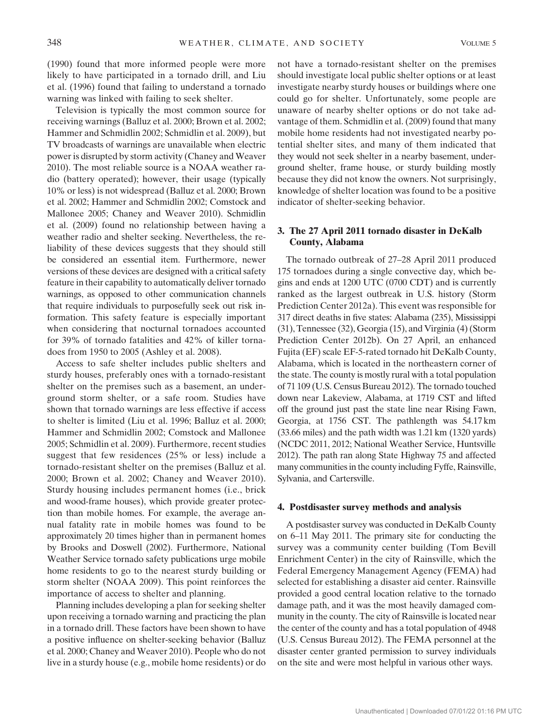(1990) found that more informed people were more likely to have participated in a tornado drill, and Liu et al. (1996) found that failing to understand a tornado warning was linked with failing to seek shelter.

Television is typically the most common source for receiving warnings (Balluz et al. 2000; Brown et al. 2002; Hammer and Schmidlin 2002; Schmidlin et al. 2009), but TV broadcasts of warnings are unavailable when electric power is disrupted by storm activity (Chaney and Weaver 2010). The most reliable source is a NOAA weather radio (battery operated); however, their usage (typically 10% or less) is not widespread (Balluz et al. 2000; Brown et al. 2002; Hammer and Schmidlin 2002; Comstock and Mallonee 2005; Chaney and Weaver 2010). Schmidlin et al. (2009) found no relationship between having a weather radio and shelter seeking. Nevertheless, the reliability of these devices suggests that they should still be considered an essential item. Furthermore, newer versions of these devices are designed with a critical safety feature in their capability to automatically deliver tornado warnings, as opposed to other communication channels that require individuals to purposefully seek out risk information. This safety feature is especially important when considering that nocturnal tornadoes accounted for 39% of tornado fatalities and 42% of killer tornadoes from 1950 to 2005 (Ashley et al. 2008).

Access to safe shelter includes public shelters and sturdy houses, preferably ones with a tornado-resistant shelter on the premises such as a basement, an underground storm shelter, or a safe room. Studies have shown that tornado warnings are less effective if access to shelter is limited (Liu et al. 1996; Balluz et al. 2000; Hammer and Schmidlin 2002; Comstock and Mallonee 2005; Schmidlin et al. 2009). Furthermore, recent studies suggest that few residences (25% or less) include a tornado-resistant shelter on the premises (Balluz et al. 2000; Brown et al. 2002; Chaney and Weaver 2010). Sturdy housing includes permanent homes (i.e., brick and wood-frame houses), which provide greater protection than mobile homes. For example, the average annual fatality rate in mobile homes was found to be approximately 20 times higher than in permanent homes by Brooks and Doswell (2002). Furthermore, National Weather Service tornado safety publications urge mobile home residents to go to the nearest sturdy building or storm shelter (NOAA 2009). This point reinforces the importance of access to shelter and planning.

Planning includes developing a plan for seeking shelter upon receiving a tornado warning and practicing the plan in a tornado drill. These factors have been shown to have a positive influence on shelter-seeking behavior (Balluz et al. 2000; Chaney and Weaver 2010). People who do not live in a sturdy house (e.g., mobile home residents) or do not have a tornado-resistant shelter on the premises should investigate local public shelter options or at least investigate nearby sturdy houses or buildings where one could go for shelter. Unfortunately, some people are unaware of nearby shelter options or do not take advantage of them. Schmidlin et al. (2009) found that many mobile home residents had not investigated nearby potential shelter sites, and many of them indicated that they would not seek shelter in a nearby basement, underground shelter, frame house, or sturdy building mostly because they did not know the owners. Not surprisingly, knowledge of shelter location was found to be a positive indicator of shelter-seeking behavior.

## 3. The 27 April 2011 tornado disaster in DeKalb County, Alabama

The tornado outbreak of 27–28 April 2011 produced 175 tornadoes during a single convective day, which begins and ends at 1200 UTC (0700 CDT) and is currently ranked as the largest outbreak in U.S. history (Storm Prediction Center 2012a). This event was responsible for 317 direct deaths in five states: Alabama (235), Mississippi (31), Tennessee (32), Georgia (15), and Virginia (4) (Storm Prediction Center 2012b). On 27 April, an enhanced Fujita (EF) scale EF-5-rated tornado hit DeKalb County, Alabama, which is located in the northeastern corner of the state. The county is mostly rural with a total population of 71 109 (U.S. Census Bureau 2012). The tornado touched down near Lakeview, Alabama, at 1719 CST and lifted off the ground just past the state line near Rising Fawn, Georgia, at 1756 CST. The pathlength was 54.17 km (33.66 miles) and the path width was 1.21 km (1320 yards) (NCDC 2011, 2012; National Weather Service, Huntsville 2012). The path ran along State Highway 75 and affected many communities in the county including Fyffe, Rainsville, Sylvania, and Cartersville.

## 4. Postdisaster survey methods and analysis

A postdisaster survey was conducted in DeKalb County on 6–11 May 2011. The primary site for conducting the survey was a community center building (Tom Bevill Enrichment Center) in the city of Rainsville, which the Federal Emergency Management Agency (FEMA) had selected for establishing a disaster aid center. Rainsville provided a good central location relative to the tornado damage path, and it was the most heavily damaged community in the county. The city of Rainsville is located near the center of the county and has a total population of 4948 (U.S. Census Bureau 2012). The FEMA personnel at the disaster center granted permission to survey individuals on the site and were most helpful in various other ways.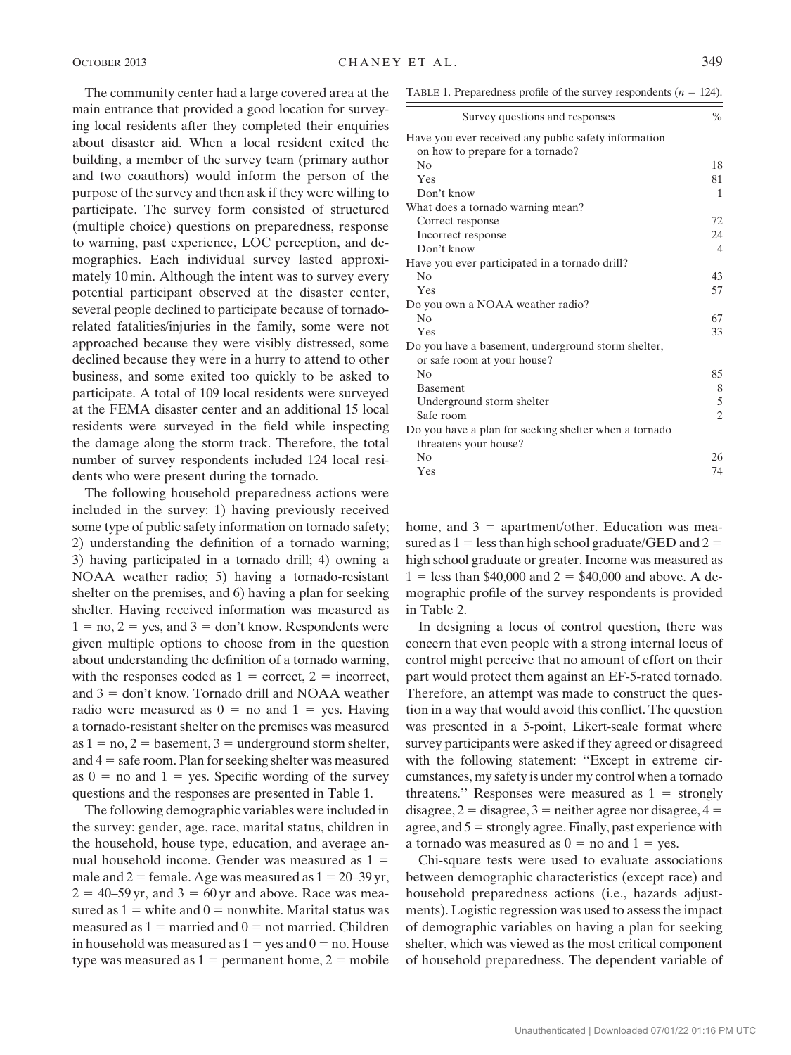The community center had a large covered area at the main entrance that provided a good location for surveying local residents after they completed their enquiries about disaster aid. When a local resident exited the building, a member of the survey team (primary author and two coauthors) would inform the person of the purpose of the survey and then ask if they were willing to participate. The survey form consisted of structured (multiple choice) questions on preparedness, response to warning, past experience, LOC perception, and demographics. Each individual survey lasted approximately 10 min. Although the intent was to survey every potential participant observed at the disaster center, several people declined to participate because of tornado-related fatalities/injuries in the family, some were not approached because they were visibly distressed, some declined because they were in a hurry to attend to other business, and some exited too quickly to be asked to participate. A total of 109 local residents were surveyed at the FEMA disaster center and an additional 15 local residents were surveyed in the field while inspecting the damage along the storm track. Therefore, the total number of survey respondents included 124 local residents who were present during the tornado.

The following household preparedness actions were included in the survey: 1) having previously received some type of public safety information on tornado safety; 2) understanding the definition of a tornado warning; 3) having participated in a tornado drill; 4) owning a NOAA weather radio; 5) having a tornado-resistant shelter on the premises, and 6) having a plan for seeking shelter. Having received information was measured as 1 = no, 2 = yes, and 3 = don't know. Respondents were given multiple options to choose from in the question about understanding the definition of a tornado warning, with the responses coded as 1 = correct, 2 = incorrect, and 3 = don't know. Tornado drill and NOAA weather radio were measured as 0 = no and 1 = yes. Having a tornado-resistant shelter on the premises was measured as 1 = no, 2 = basement, 3 = underground storm shelter, and 4 = safe room. Plan for seeking shelter was measured as 0 = no and 1 = yes. Specific wording of the survey questions and the responses are presented in Table 1.

The following demographic variables were included in the survey: gender, age, race, marital status, children in the household, house type, education, and average annual household income. Gender was measured as 1 = male and 2 = female. Age was measured as 1 = 20–39 yr, 2 = 40–59 yr, and 3 = 60 yr and above. Race was measured as 1 = white and 0 = nonwhite. Marital status was measured as 1 = married and 0 = not married. Children in household was measured as 1 = yes and 0 = no. House type was measured as 1 = permanent home, 2 = mobile home, and 3 = apartment/other. Education was measured as 1 = less than high school graduate/GED and 2 = high school graduate or greater. Income was measured as 1 = less than \$40,000 and 2 = \$40,000 and above. A demographic profile of the survey respondents is provided in Table 2.

TABLE 1. Preparedness profile of the survey respondents ($n = 124$).

| Survey questions and responses | % |
|---|---|
| Have you ever received any public safety information on how to prepare for a tornado? | |
| No | 18 |
| Yes | 81 |
| Don't know | 1 |
| What does a tornado warning mean? | |
| Correct response | 72 |
| Incorrect response | 24 |
| Don't know | 4 |
| Have you ever participated in a tornado drill? | |
| No | 43 |
| Yes | 57 |
| Do you own a NOAA weather radio? | |
| No | 67 |
| Yes | 33 |
| Do you have a basement, underground storm shelter, or safe room at your house? | |
| No | 85 |
| Basement | 8 |
| Underground storm shelter | 5 |
| Safe room | 2 |
| Do you have a plan for seeking shelter when a tornado threatens your house? | |
| No | 26 |
| Yes | 74 |

In designing a locus of control question, there was concern that even people with a strong internal locus of control might perceive that no amount of effort on their part would protect them against an EF-5-rated tornado. Therefore, an attempt was made to construct the question in a way that would avoid this conflict. The question was presented in a 5-point, Likert-scale format where survey participants were asked if they agreed or disagreed with the following statement: "Except in extreme circumstances, my safety is under my control when a tornado threatens." Responses were measured as 1 = strongly disagree, 2 = disagree, 3 = neither agree nor disagree, 4 = agree, and 5 = strongly agree. Finally, past experience with a tornado was measured as 0 = no and 1 = yes.

Chi-square tests were used to evaluate associations between demographic characteristics (except race) and household preparedness actions (i.e., hazards adjustments). Logistic regression was used to assess the impact of demographic variables on having a plan for seeking shelter, which was viewed as the most critical component of household preparedness. The dependent variable of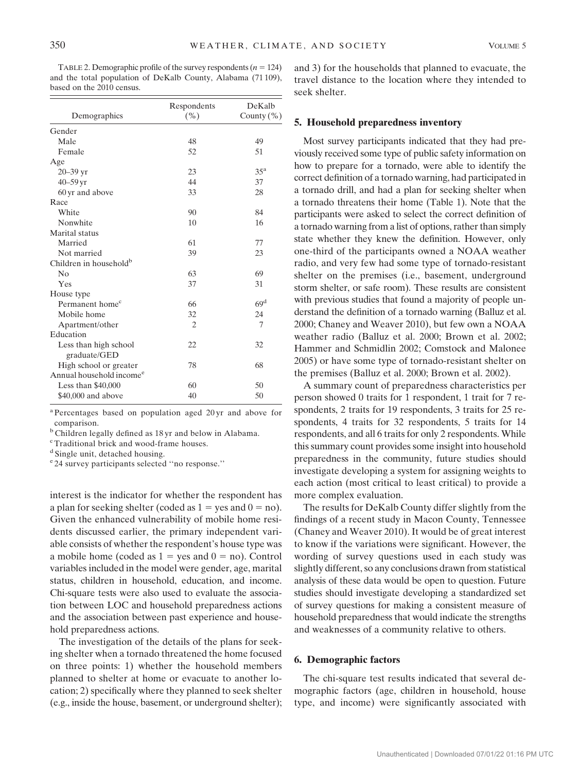TABLE 2. Demographic profile of the survey respondents ($n = 124$) and the total population of DeKalb County, Alabama (71 109), based on the 2010 census.

| Demographics | Respondents (%) | DeKalb County (%) |
|---|---|---|
| Gender | | |
| Male | 48 | 49 |
| Female | 52 | 51 |
| Age | | |
| 20–39 yr | 23 | 35[a] |
| 40–59 yr | 44 | 37 |
| 60 yr and above | 33 | 28 |
| Race | | |
| White | 90 | 84 |
| Nonwhite | 10 | 16 |
| Marital status | | |
| Married | 61 | 77 |
| Not married | 39 | 23 |
| Children in household[b] | | |
| No | 63 | 69 |
| Yes | 37 | 31 |
| House type | | |
| Permanent home[c] | 66 | 69[d] |
| Mobile home | 32 | 24 |
| Apartment/other | 2 | 7 |
| Education | | |
| Less than high school graduate/GED | 22 | 32 |
| High school or greater | 78 | 68 |
| Annual household income[e] | | |
| Less than $40,000 | 60 | 50 |
| $40,000 and above | 40 | 50 |

[a] Percentages based on population aged 20 yr and above for comparison.
[b] Children legally defined as 18 yr and below in Alabama.
[c] Traditional brick and wood-frame houses.
[d] Single unit, detached housing.
[e] 24 survey participants selected "no response."

interest is the indicator for whether the respondent has a plan for seeking shelter (coded as 1 = yes and 0 = no). Given the enhanced vulnerability of mobile home residents discussed earlier, the primary independent variable consists of whether the respondent's house type was a mobile home (coded as 1 = yes and 0 = no). Control variables included in the model were gender, age, marital status, children in household, education, and income. Chi-square tests were also used to evaluate the association between LOC and household preparedness actions and the association between past experience and household preparedness actions.

The investigation of the details of the plans for seeking shelter when a tornado threatened the home focused on three points: 1) whether the household members planned to shelter at home or evacuate to another location; 2) specifically where they planned to seek shelter (e.g., inside the house, basement, or underground shelter); and 3) for the households that planned to evacuate, the travel distance to the location where they intended to seek shelter.

## 5. Household preparedness inventory

Most survey participants indicated that they had previously received some type of public safety information on how to prepare for a tornado, were able to identify the correct definition of a tornado warning, had participated in a tornado drill, and had a plan for seeking shelter when a tornado threatens their home (Table 1). Note that the participants were asked to select the correct definition of a tornado warning from a list of options, rather than simply state whether they knew the definition. However, only one-third of the participants owned a NOAA weather radio, and very few had some type of tornado-resistant shelter on the premises (i.e., basement, underground storm shelter, or safe room). These results are consistent with previous studies that found a majority of people understand the definition of a tornado warning (Balluz et al. 2000; Chaney and Weaver 2010), but few own a NOAA weather radio (Balluz et al. 2000; Brown et al. 2002; Hammer and Schmidlin 2002; Comstock and Malonee 2005) or have some type of tornado-resistant shelter on the premises (Balluz et al. 2000; Brown et al. 2002).

A summary count of preparedness characteristics per person showed 0 traits for 1 respondent, 1 trait for 7 respondents, 2 traits for 19 respondents, 3 traits for 25 respondents, 4 traits for 32 respondents, 5 traits for 14 respondents, and all 6 traits for only 2 respondents. While this summary count provides some insight into household preparedness in the community, future studies should investigate developing a system for assigning weights to each action (most critical to least critical) to provide a more complex evaluation.

The results for DeKalb County differ slightly from the findings of a recent study in Macon County, Tennessee (Chaney and Weaver 2010). It would be of great interest to know if the variations were significant. However, the wording of survey questions used in each study was slightly different, so any conclusions drawn from statistical analysis of these data would be open to question. Future studies should investigate developing a standardized set of survey questions for making a consistent measure of household preparedness that would indicate the strengths and weaknesses of a community relative to others.

## 6. Demographic factors

The chi-square test results indicated that several demographic factors (age, children in household, house type, and income) were significantly associated with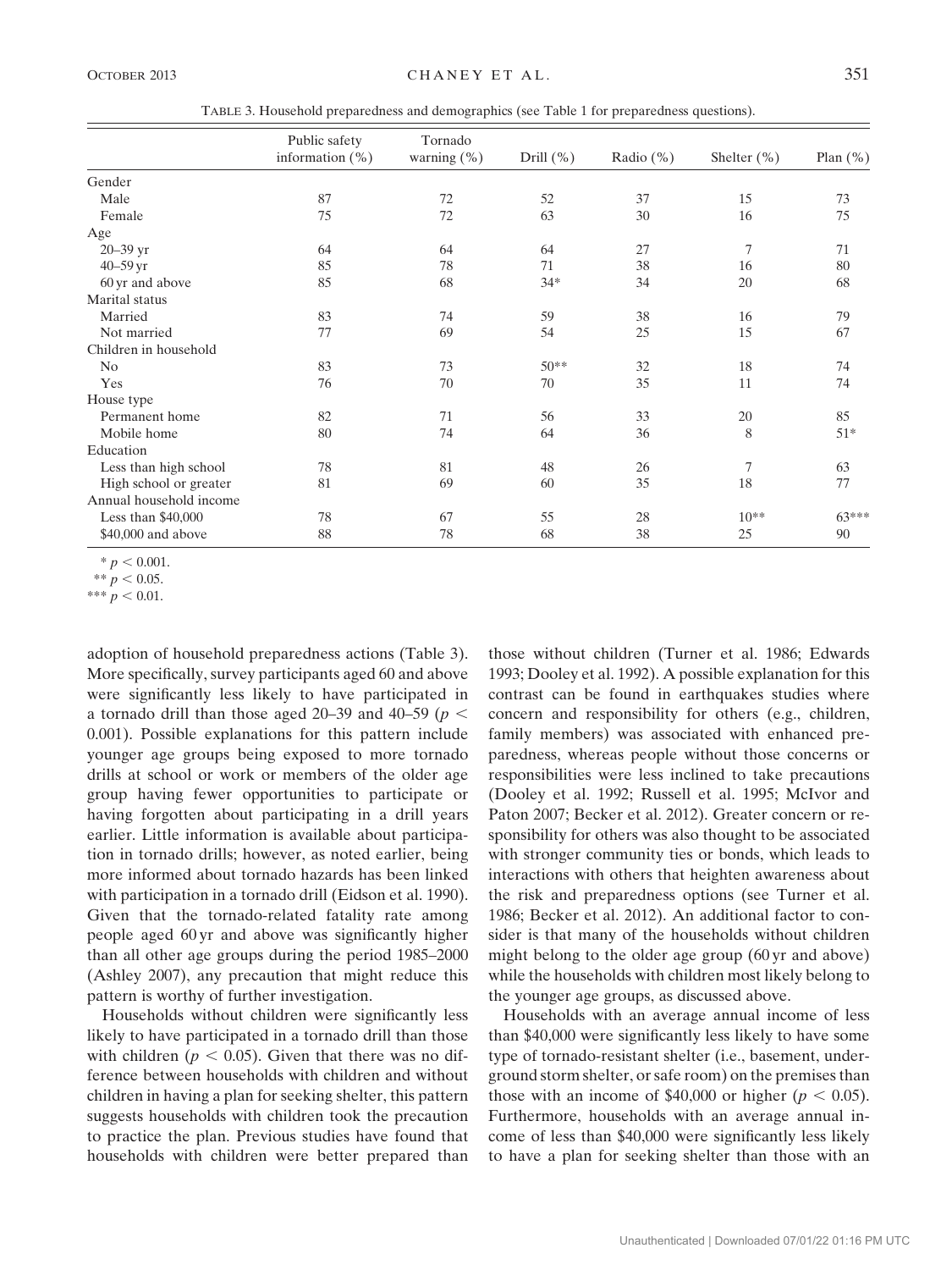TABLE 3. Household preparedness and demographics (see Table 1 for preparedness questions).

| | Public safety information (%) | Tornado warning (%) | Drill (%) | Radio (%) | Shelter (%) | Plan (%) |
|---|---|---|---|---|---|---|
| Gender | | | | | | |
| Male | 87 | 72 | 52 | 37 | 15 | 73 |
| Female | 75 | 72 | 63 | 30 | 16 | 75 |
| Age | | | | | | |
| 20–39 yr | 64 | 64 | 64 | 27 | 7 | 71 |
| 40–59 yr | 85 | 78 | 71 | 38 | 16 | 80 |
| 60 yr and above | 85 | 68 | 34* | 34 | 20 | 68 |
| Marital status | | | | | | |
| Married | 83 | 74 | 59 | 38 | 16 | 79 |
| Not married | 77 | 69 | 54 | 25 | 15 | 67 |
| Children in household | | | | | | |
| No | 83 | 73 | 50** | 32 | 18 | 74 |
| Yes | 76 | 70 | 70 | 35 | 11 | 74 |
| House type | | | | | | |
| Permanent home | 82 | 71 | 56 | 33 | 20 | 85 |
| Mobile home | 80 | 74 | 64 | 36 | 8 | 51* |
| Education | | | | | | |
| Less than high school | 78 | 81 | 48 | 26 | 7 | 63 |
| High school or greater | 81 | 69 | 60 | 35 | 18 | 77 |
| Annual household income | | | | | | |
| Less than $40,000 | 78 | 67 | 55 | 28 | 10** | 63*** |
| $40,000 and above | 88 | 78 | 68 | 38 | 25 | 90 |

* $p < 0.001$.

** $p < 0.05$.

*** $p < 0.01$.

adoption of household preparedness actions (Table 3). More specifically, survey participants aged 60 and above were significantly less likely to have participated in a tornado drill than those aged 20–39 and 40–59 ($p < 0.001$). Possible explanations for this pattern include younger age groups being exposed to more tornado drills at school or work or members of the older age group having fewer opportunities to participate or having forgotten about participating in a drill years earlier. Little information is available about participation in tornado drills; however, as noted earlier, being more informed about tornado hazards has been linked with participation in a tornado drill (Eidson et al. 1990). Given that the tornado-related fatality rate among people aged 60 yr and above was significantly higher than all other age groups during the period 1985–2000 (Ashley 2007), any precaution that might reduce this pattern is worthy of further investigation.

Households without children were significantly less likely to have participated in a tornado drill than those with children ($p < 0.05$). Given that there was no difference between households with children and without children in having a plan for seeking shelter, this pattern suggests households with children took the precaution to practice the plan. Previous studies have found that households with children were better prepared than those without children (Turner et al. 1986; Edwards 1993; Dooley et al. 1992). A possible explanation for this contrast can be found in earthquakes studies where concern and responsibility for others (e.g., children, family members) was associated with enhanced preparedness, whereas people without those concerns or responsibilities were less inclined to take precautions (Dooley et al. 1992; Russell et al. 1995; McIvor and Paton 2007; Becker et al. 2012). Greater concern or responsibility for others was also thought to be associated with stronger community ties or bonds, which leads to interactions with others that heighten awareness about the risk and preparedness options (see Turner et al. 1986; Becker et al. 2012). An additional factor to consider is that many of the households without children might belong to the older age group (60 yr and above) while the households with children most likely belong to the younger age groups, as discussed above.

Households with an average annual income of less than $40,000 were significantly less likely to have some type of tornado-resistant shelter (i.e., basement, underground storm shelter, or safe room) on the premises than those with an income of $40,000 or higher ($p < 0.05$). Furthermore, households with an average annual income of less than $40,000 were significantly less likely to have a plan for seeking shelter than those with an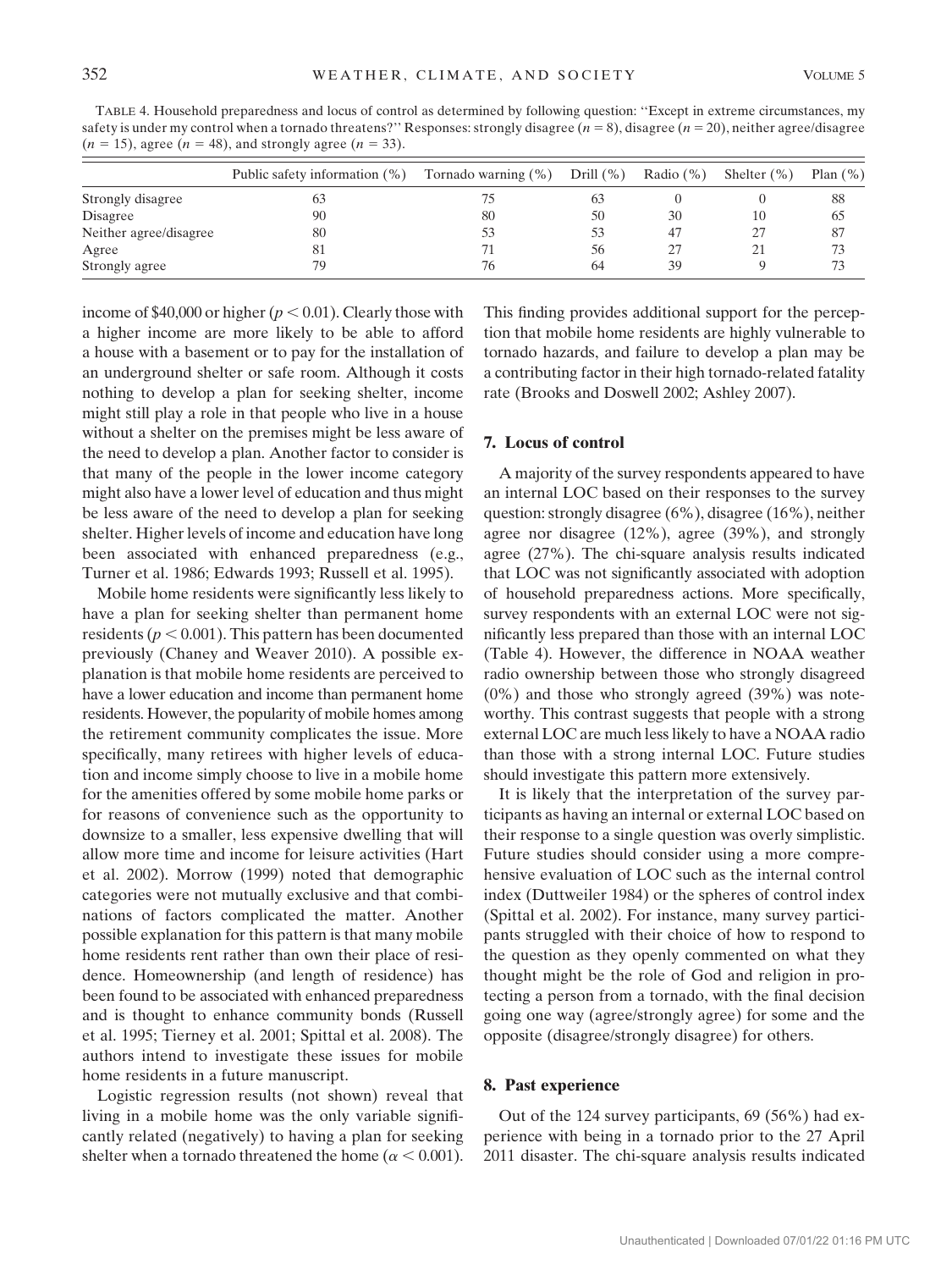TABLE 4. Household preparedness and locus of control as determined by following question: ''Except in extreme circumstances, my safety is under my control when a tornado threatens?'' Responses: strongly disagree ($n = 8$), disagree ($n = 20$), neither agree/disagree ($n = 15$), agree ($n = 48$), and strongly agree ($n = 33$).

| | Public safety information (%) | Tornado warning (%) | Drill (%) | Radio (%) | Shelter (%) | Plan (%) |
|---|---|---|---|---|---|---|
| Strongly disagree | 63 | 75 | 63 | 0 | 0 | 88 |
| Disagree | 90 | 80 | 50 | 30 | 10 | 65 |
| Neither agree/disagree | 80 | 53 | 53 | 47 | 27 | 87 |
| Agree | 81 | 71 | 56 | 27 | 21 | 73 |
| Strongly agree | 79 | 76 | 64 | 39 | 9 | 73 |

income of \$40,000 or higher ($p < 0.01$). Clearly those with a higher income are more likely to be able to afford a house with a basement or to pay for the installation of an underground shelter or safe room. Although it costs nothing to develop a plan for seeking shelter, income might still play a role in that people who live in a house without a shelter on the premises might be less aware of the need to develop a plan. Another factor to consider is that many of the people in the lower income category might also have a lower level of education and thus might be less aware of the need to develop a plan for seeking shelter. Higher levels of income and education have long been associated with enhanced preparedness (e.g., Turner et al. 1986; Edwards 1993; Russell et al. 1995).

Mobile home residents were significantly less likely to have a plan for seeking shelter than permanent home residents ($p < 0.001$). This pattern has been documented previously (Chaney and Weaver 2010). A possible explanation is that mobile home residents are perceived to have a lower education and income than permanent home residents. However, the popularity of mobile homes among the retirement community complicates the issue. More specifically, many retirees with higher levels of education and income simply choose to live in a mobile home for the amenities offered by some mobile home parks or for reasons of convenience such as the opportunity to downsize to a smaller, less expensive dwelling that will allow more time and income for leisure activities (Hart et al. 2002). Morrow (1999) noted that demographic categories were not mutually exclusive and that combinations of factors complicated the matter. Another possible explanation for this pattern is that many mobile home residents rent rather than own their place of residence. Homeownership (and length of residence) has been found to be associated with enhanced preparedness and is thought to enhance community bonds (Russell et al. 1995; Tierney et al. 2001; Spittal et al. 2008). The authors intend to investigate these issues for mobile home residents in a future manuscript.

Logistic regression results (not shown) reveal that living in a mobile home was the only variable significantly related (negatively) to having a plan for seeking shelter when a tornado threatened the home ($\alpha < 0.001$). This finding provides additional support for the perception that mobile home residents are highly vulnerable to tornado hazards, and failure to develop a plan may be a contributing factor in their high tornado-related fatality rate (Brooks and Doswell 2002; Ashley 2007).

## 7. Locus of control

A majority of the survey respondents appeared to have an internal LOC based on their responses to the survey question: strongly disagree (6%), disagree (16%), neither agree nor disagree (12%), agree (39%), and strongly agree (27%). The chi-square analysis results indicated that LOC was not significantly associated with adoption of household preparedness actions. More specifically, survey respondents with an external LOC were not significantly less prepared than those with an internal LOC (Table 4). However, the difference in NOAA weather radio ownership between those who strongly disagreed (0%) and those who strongly agreed (39%) was noteworthy. This contrast suggests that people with a strong external LOC are much less likely to have a NOAA radio than those with a strong internal LOC. Future studies should investigate this pattern more extensively.

It is likely that the interpretation of the survey participants as having an internal or external LOC based on their response to a single question was overly simplistic. Future studies should consider using a more comprehensive evaluation of LOC such as the internal control index (Duttweiler 1984) or the spheres of control index (Spittal et al. 2002). For instance, many survey participants struggled with their choice of how to respond to the question as they openly commented on what they thought might be the role of God and religion in protecting a person from a tornado, with the final decision going one way (agree/strongly agree) for some and the opposite (disagree/strongly disagree) for others.

## 8. Past experience

Out of the 124 survey participants, 69 (56%) had experience with being in a tornado prior to the 27 April 2011 disaster. The chi-square analysis results indicated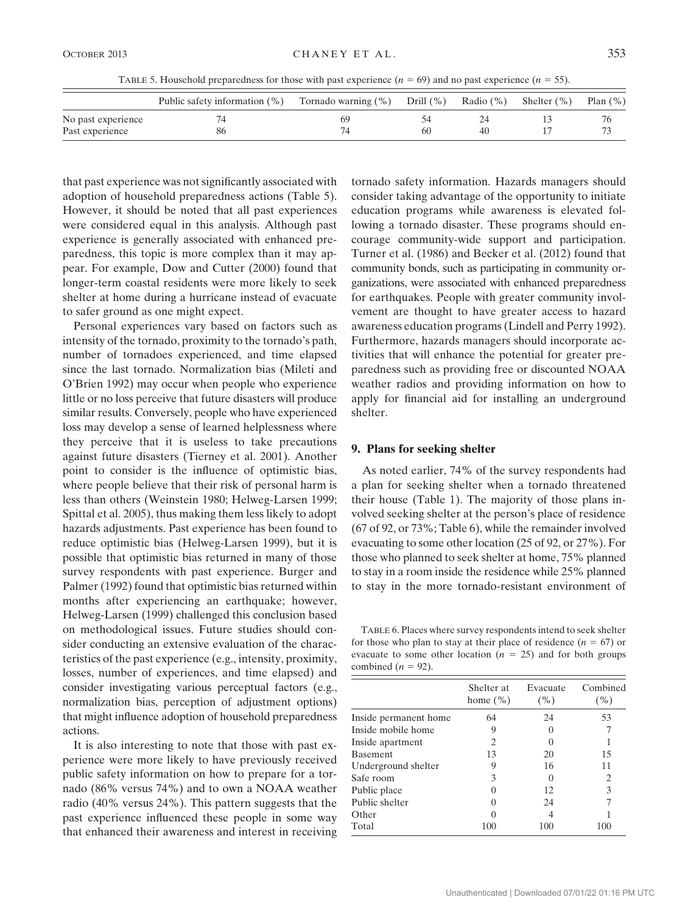TABLE 5. Household preparedness for those with past experience ($n$ = 69) and no past experience ($n$ = 55).

| | Public safety information (%) | Tornado warning (%) | Drill (%) | Radio (%) | Shelter (%) | Plan (%) |
|---|---|---|---|---|---|---|
| No past experience | 74 | 69 | 54 | 24 | 13 | 76 |
| Past experience | 86 | 74 | 60 | 40 | 17 | 73 |

that past experience was not significantly associated with adoption of household preparedness actions (Table 5). However, it should be noted that all past experiences were considered equal in this analysis. Although past experience is generally associated with enhanced preparedness, this topic is more complex than it may appear. For example, Dow and Cutter (2000) found that longer-term coastal residents were more likely to seek shelter at home during a hurricane instead of evacuate to safer ground as one might expect.

Personal experiences vary based on factors such as intensity of the tornado, proximity to the tornado's path, number of tornadoes experienced, and time elapsed since the last tornado. Normalization bias (Mileti and O'Brien 1992) may occur when people who experience little or no loss perceive that future disasters will produce similar results. Conversely, people who have experienced loss may develop a sense of learned helplessness where they perceive that it is useless to take precautions against future disasters (Tierney et al. 2001). Another point to consider is the influence of optimistic bias, where people believe that their risk of personal harm is less than others (Weinstein 1980; Helweg-Larsen 1999; Spittal et al. 2005), thus making them less likely to adopt hazards adjustments. Past experience has been found to reduce optimistic bias (Helweg-Larsen 1999), but it is possible that optimistic bias returned in many of those survey respondents with past experience. Burger and Palmer (1992) found that optimistic bias returned within months after experiencing an earthquake; however, Helweg-Larsen (1999) challenged this conclusion based on methodological issues. Future studies should consider conducting an extensive evaluation of the characteristics of the past experience (e.g., intensity, proximity, losses, number of experiences, and time elapsed) and consider investigating various perceptual factors (e.g., normalization bias, perception of adjustment options) that might influence adoption of household preparedness actions.

It is also interesting to note that those with past experience were more likely to have previously received public safety information on how to prepare for a tornado (86% versus 74%) and to own a NOAA weather radio (40% versus 24%). This pattern suggests that the past experience influenced these people in some way that enhanced their awareness and interest in receiving tornado safety information. Hazards managers should consider taking advantage of the opportunity to initiate education programs while awareness is elevated following a tornado disaster. These programs should encourage community-wide support and participation. Turner et al. (1986) and Becker et al. (2012) found that community bonds, such as participating in community organizations, were associated with enhanced preparedness for earthquakes. People with greater community involvement are thought to have greater access to hazard awareness education programs (Lindell and Perry 1992). Furthermore, hazards managers should incorporate activities that will enhance the potential for greater preparedness such as providing free or discounted NOAA weather radios and providing information on how to apply for financial aid for installing an underground shelter.

## 9. Plans for seeking shelter

As noted earlier, 74% of the survey respondents had a plan for seeking shelter when a tornado threatened their house (Table 1). The majority of those plans involved seeking shelter at the person's place of residence (67 of 92, or 73%; Table 6), while the remainder involved evacuating to some other location (25 of 92, or 27%). For those who planned to seek shelter at home, 75% planned to stay in a room inside the residence while 25% planned to stay in the more tornado-resistant environment of

TABLE 6. Places where survey respondents intend to seek shelter for those who plan to stay at their place of residence ($n$ = 67) or evacuate to some other location ($n$ = 25) and for both groups combined ($n$ = 92).

| | Shelter at home (%) | Evacuate (%) | Combined (%) |
|---|---|---|---|
| Inside permanent home | 64 | 24 | 53 |
| Inside mobile home | 9 | 0 | 7 |
| Inside apartment | 2 | 0 | 1 |
| Basement | 13 | 20 | 15 |
| Underground shelter | 9 | 16 | 11 |
| Safe room | 3 | 0 | 2 |
| Public place | 0 | 12 | 3 |
| Public shelter | 0 | 24 | 7 |
| Other | 0 | 4 | 1 |
| Total | 100 | 100 | 100 |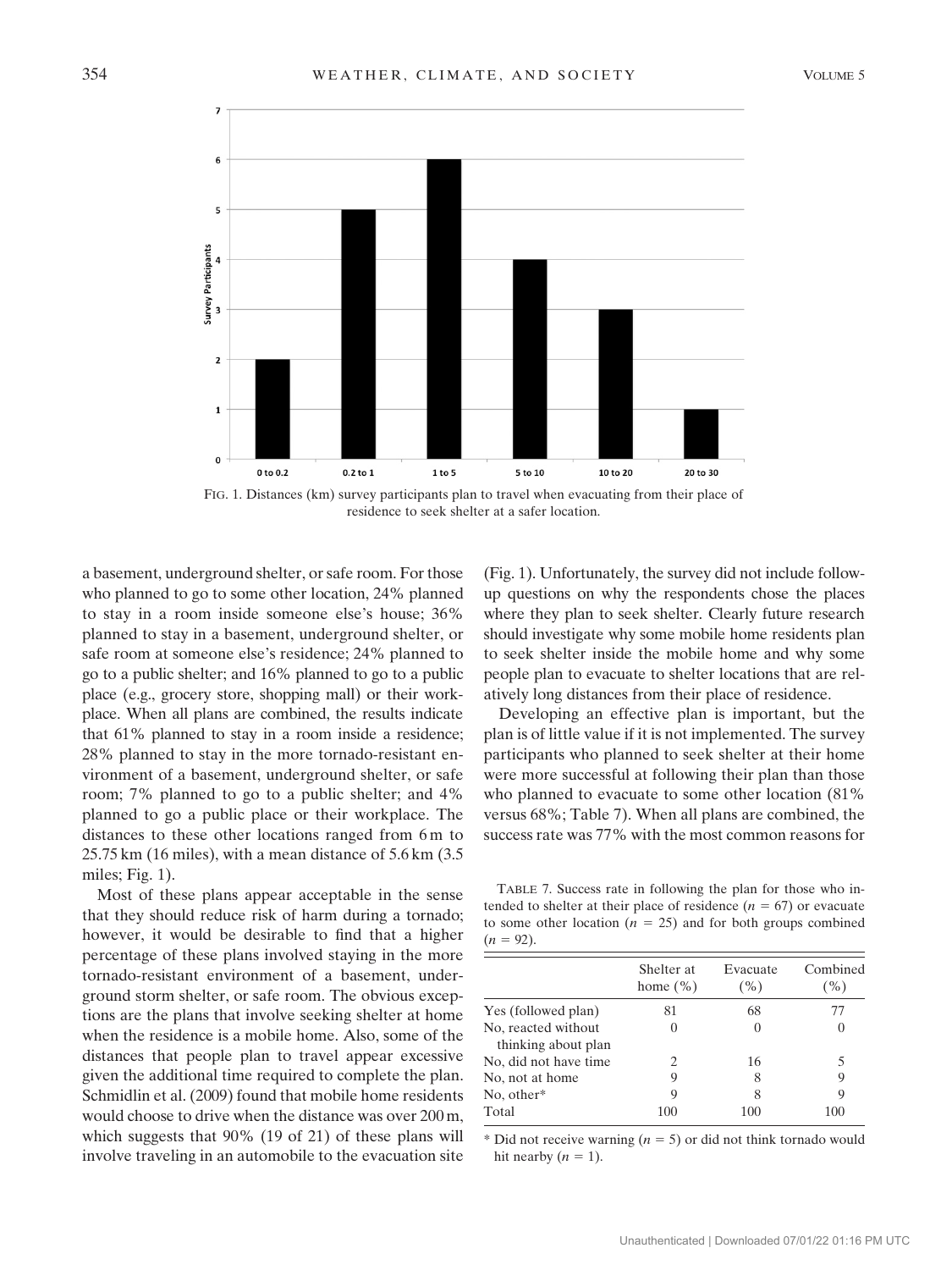FIG. 1. Distances (km) survey participants plan to travel when evacuating from their place of residence to seek shelter at a safer location.

a basement, underground shelter, or safe room. For those who planned to go to some other location, 24% planned to stay in a room inside someone else's house; 36% planned to stay in a basement, underground shelter, or safe room at someone else's residence; 24% planned to go to a public shelter; and 16% planned to go to a public place (e.g., grocery store, shopping mall) or their workplace. When all plans are combined, the results indicate that 61% planned to stay in a room inside a residence; 28% planned to stay in the more tornado-resistant environment of a basement, underground shelter, or safe room; 7% planned to go to a public shelter; and 4% planned to go a public place or their workplace. The distances to these other locations ranged from 6 m to 25.75 km (16 miles), with a mean distance of 5.6 km (3.5 miles; Fig. 1).

Most of these plans appear acceptable in the sense that they should reduce risk of harm during a tornado; however, it would be desirable to find that a higher percentage of these plans involved staying in the more tornado-resistant environment of a basement, underground storm shelter, or safe room. The obvious exceptions are the plans that involve seeking shelter at home when the residence is a mobile home. Also, some of the distances that people plan to travel appear excessive given the additional time required to complete the plan. Schmidlin et al. (2009) found that mobile home residents would choose to drive when the distance was over 200 m, which suggests that 90% (19 of 21) of these plans will involve traveling in an automobile to the evacuation site (Fig. 1). Unfortunately, the survey did not include follow-up questions on why the respondents chose the places where they plan to seek shelter. Clearly future research should investigate why some mobile home residents plan to seek shelter inside the mobile home and why some people plan to evacuate to shelter locations that are relatively long distances from their place of residence.

Developing an effective plan is important, but the plan is of little value if it is not implemented. The survey participants who planned to seek shelter at their home were more successful at following their plan than those who planned to evacuate to some other location (81% versus 68%; Table 7). When all plans are combined, the success rate was 77% with the most common reasons for

TABLE 7. Success rate in following the plan for those who intended to shelter at their place of residence ($n = 67$) or evacuate to some other location ($n = 25$) and for both groups combined ($n = 92$).

| | Shelter at home (%) | Evacuate (%) | Combined (%) |
|---|---|---|---|
| Yes (followed plan) | 81 | 68 | 77 |
| No, reacted without thinking about plan | 0 | 0 | 0 |
| No, did not have time | 2 | 16 | 5 |
| No, not at home | 9 | 8 | 9 |
| No, other* | 9 | 8 | 9 |
| Total | 100 | 100 | 100 |

* Did not receive warning ($n = 5$) or did not think tornado would hit nearby ($n = 1$).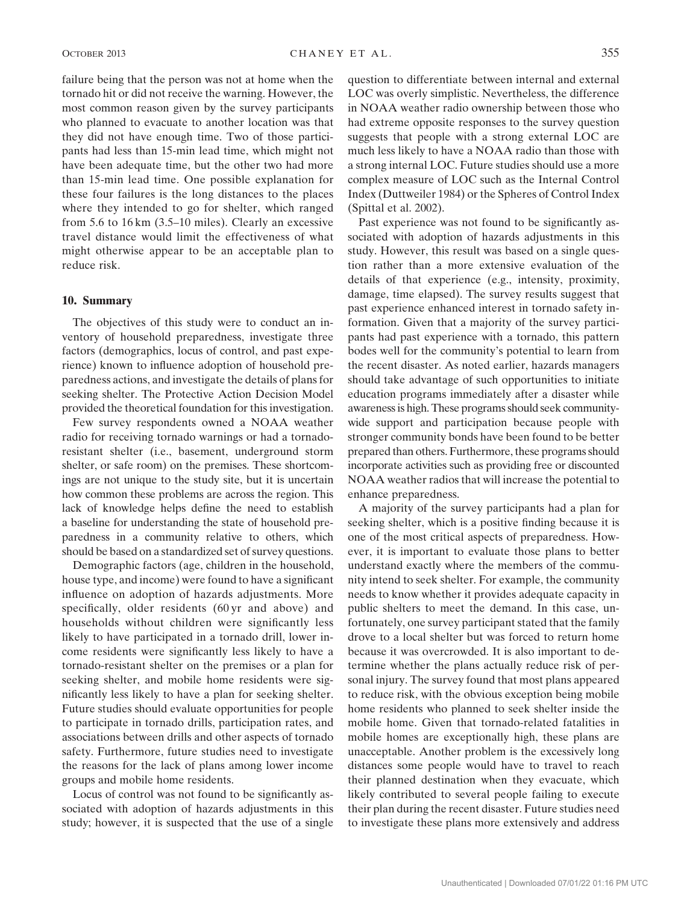failure being that the person was not at home when the tornado hit or did not receive the warning. However, the most common reason given by the survey participants who planned to evacuate to another location was that they did not have enough time. Two of those participants had less than 15-min lead time, which might not have been adequate time, but the other two had more than 15-min lead time. One possible explanation for these four failures is the long distances to the places where they intended to go for shelter, which ranged from 5.6 to 16 km (3.5–10 miles). Clearly an excessive travel distance would limit the effectiveness of what might otherwise appear to be an acceptable plan to reduce risk.

## 10. Summary

The objectives of this study were to conduct an inventory of household preparedness, investigate three factors (demographics, locus of control, and past experience) known to influence adoption of household preparedness actions, and investigate the details of plans for seeking shelter. The Protective Action Decision Model provided the theoretical foundation for this investigation.

Few survey respondents owned a NOAA weather radio for receiving tornado warnings or had a tornado-resistant shelter (i.e., basement, underground storm shelter, or safe room) on the premises. These shortcomings are not unique to the study site, but it is uncertain how common these problems are across the region. This lack of knowledge helps define the need to establish a baseline for understanding the state of household preparedness in a community relative to others, which should be based on a standardized set of survey questions.

Demographic factors (age, children in the household, house type, and income) were found to have a significant influence on adoption of hazards adjustments. More specifically, older residents (60 yr and above) and households without children were significantly less likely to have participated in a tornado drill, lower income residents were significantly less likely to have a tornado-resistant shelter on the premises or a plan for seeking shelter, and mobile home residents were significantly less likely to have a plan for seeking shelter. Future studies should evaluate opportunities for people to participate in tornado drills, participation rates, and associations between drills and other aspects of tornado safety. Furthermore, future studies need to investigate the reasons for the lack of plans among lower income groups and mobile home residents.

Locus of control was not found to be significantly associated with adoption of hazards adjustments in this study; however, it is suspected that the use of a single question to differentiate between internal and external LOC was overly simplistic. Nevertheless, the difference in NOAA weather radio ownership between those who had extreme opposite responses to the survey question suggests that people with a strong external LOC are much less likely to have a NOAA radio than those with a strong internal LOC. Future studies should use a more complex measure of LOC such as the Internal Control Index (Duttweiler 1984) or the Spheres of Control Index (Spittal et al. 2002).

Past experience was not found to be significantly associated with adoption of hazards adjustments in this study. However, this result was based on a single question rather than a more extensive evaluation of the details of that experience (e.g., intensity, proximity, damage, time elapsed). The survey results suggest that past experience enhanced interest in tornado safety information. Given that a majority of the survey participants had past experience with a tornado, this pattern bodes well for the community's potential to learn from the recent disaster. As noted earlier, hazards managers should take advantage of such opportunities to initiate education programs immediately after a disaster while awareness is high. These programs should seek community-wide support and participation because people with stronger community bonds have been found to be better prepared than others. Furthermore, these programs should incorporate activities such as providing free or discounted NOAA weather radios that will increase the potential to enhance preparedness.

A majority of the survey participants had a plan for seeking shelter, which is a positive finding because it is one of the most critical aspects of preparedness. However, it is important to evaluate those plans to better understand exactly where the members of the community intend to seek shelter. For example, the community needs to know whether it provides adequate capacity in public shelters to meet the demand. In this case, unfortunately, one survey participant stated that the family drove to a local shelter but was forced to return home because it was overcrowded. It is also important to determine whether the plans actually reduce risk of personal injury. The survey found that most plans appeared to reduce risk, with the obvious exception being mobile home residents who planned to seek shelter inside the mobile home. Given that tornado-related fatalities in mobile homes are exceptionally high, these plans are unacceptable. Another problem is the excessively long distances some people would have to travel to reach their planned destination when they evacuate, which likely contributed to several people failing to execute their plan during the recent disaster. Future studies need to investigate these plans more extensively and address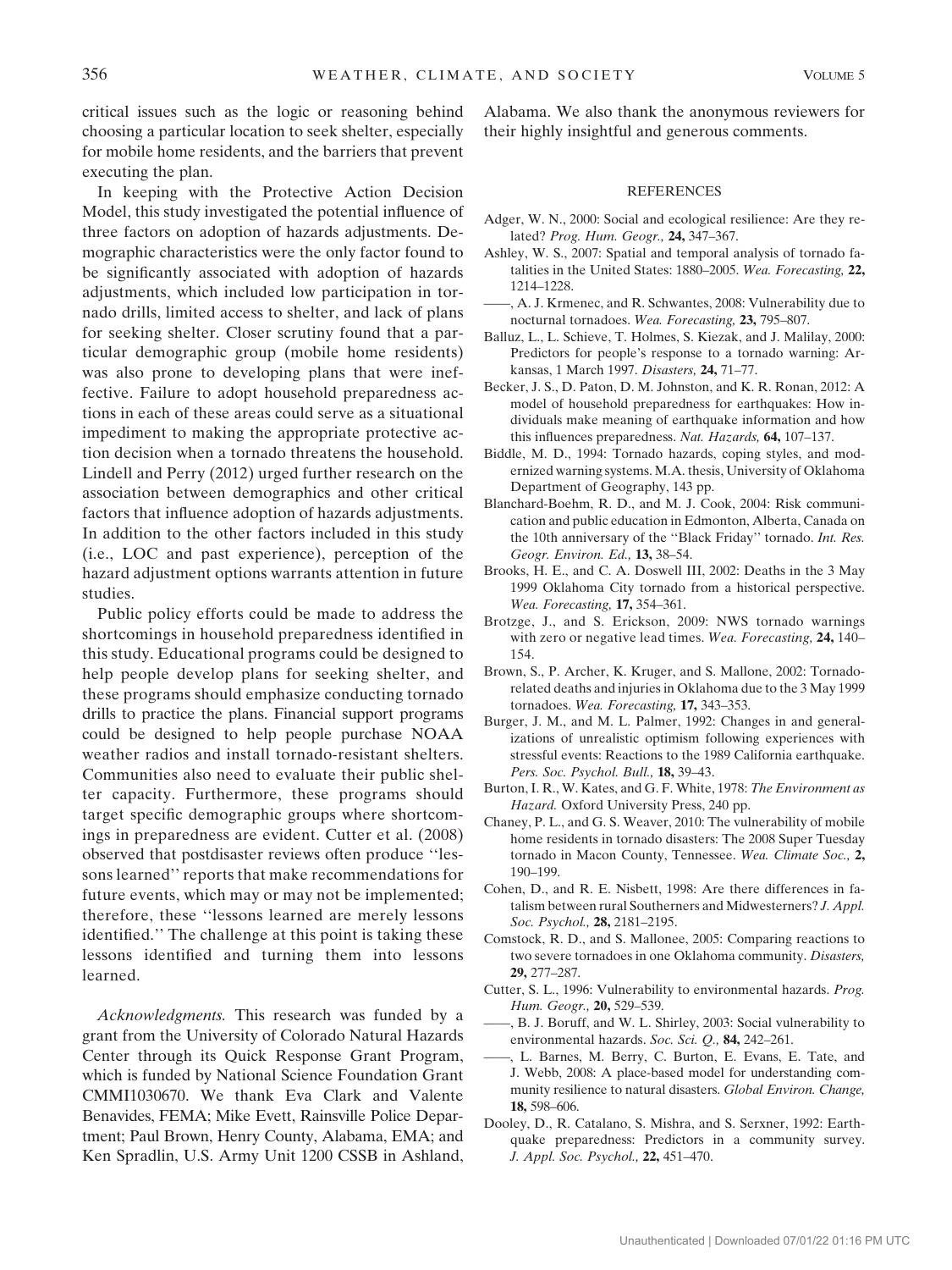critical issues such as the logic or reasoning behind choosing a particular location to seek shelter, especially for mobile home residents, and the barriers that prevent executing the plan.

In keeping with the Protective Action Decision Model, this study investigated the potential influence of three factors on adoption of hazards adjustments. Demographic characteristics were the only factor found to be significantly associated with adoption of hazards adjustments, which included low participation in tornado drills, limited access to shelter, and lack of plans for seeking shelter. Closer scrutiny found that a particular demographic group (mobile home residents) was also prone to developing plans that were ineffective. Failure to adopt household preparedness actions in each of these areas could serve as a situational impediment to making the appropriate protective action decision when a tornado threatens the household. Lindell and Perry (2012) urged further research on the association between demographics and other critical factors that influence adoption of hazards adjustments. In addition to the other factors included in this study (i.e., LOC and past experience), perception of the hazard adjustment options warrants attention in future studies.

Public policy efforts could be made to address the shortcomings in household preparedness identified in this study. Educational programs could be designed to help people develop plans for seeking shelter, and these programs should emphasize conducting tornado drills to practice the plans. Financial support programs could be designed to help people purchase NOAA weather radios and install tornado-resistant shelters. Communities also need to evaluate their public shelter capacity. Furthermore, these programs should target specific demographic groups where shortcomings in preparedness are evident. Cutter et al. (2008) observed that postdisaster reviews often produce ''lessons learned'' reports that make recommendations for future events, which may or may not be implemented; therefore, these ''lessons learned are merely lessons identified.'' The challenge at this point is taking these lessons identified and turning them into lessons learned.

*Acknowledgments.* This research was funded by a grant from the University of Colorado Natural Hazards Center through its Quick Response Grant Program, which is funded by National Science Foundation Grant CMMI1030670. We thank Eva Clark and Valente Benavides, FEMA; Mike Evett, Rainsville Police Department; Paul Brown, Henry County, Alabama, EMA; and Ken Spradlin, U.S. Army Unit 1200 CSSB in Ashland, Alabama. We also thank the anonymous reviewers for their highly insightful and generous comments.

## REFERENCES

Adger, W. N., 2000: Social and ecological resilience: Are they related? *Prog. Hum. Geogr.,* **24,** 347–367.

Ashley, W. S., 2007: Spatial and temporal analysis of tornado fatalities in the United States: 1880–2005. *Wea. Forecasting,* **22,** 1214–1228.

——, A. J. Krmenec, and R. Schwantes, 2008: Vulnerability due to nocturnal tornadoes. *Wea. Forecasting,* **23,** 795–807.

Balluz, L., L. Schieve, T. Holmes, S. Kiezak, and J. Malilay, 2000: Predictors for people's response to a tornado warning: Arkansas, 1 March 1997. *Disasters,* **24,** 71–77.

Becker, J. S., D. Paton, D. M. Johnston, and K. R. Ronan, 2012: A model of household preparedness for earthquakes: How individuals make meaning of earthquake information and how this influences preparedness. *Nat. Hazards,* **64,** 107–137.

Biddle, M. D., 1994: Tornado hazards, coping styles, and modernized warning systems. M.A. thesis, University of Oklahoma Department of Geography, 143 pp.

Blanchard-Boehm, R. D., and M. J. Cook, 2004: Risk communication and public education in Edmonton, Alberta, Canada on the 10th anniversary of the ''Black Friday'' tornado. *Int. Res. Geogr. Environ. Ed.,* **13,** 38–54.

Brooks, H. E., and C. A. Doswell III, 2002: Deaths in the 3 May 1999 Oklahoma City tornado from a historical perspective. *Wea. Forecasting,* **17,** 354–361.

Brotzge, J., and S. Erickson, 2009: NWS tornado warnings with zero or negative lead times. *Wea. Forecasting,* **24,** 140–154.

Brown, S., P. Archer, K. Kruger, and S. Mallone, 2002: Tornado-related deaths and injuries in Oklahoma due to the 3 May 1999 tornadoes. *Wea. Forecasting,* **17,** 343–353.

Burger, J. M., and M. L. Palmer, 1992: Changes in and generalizations of unrealistic optimism following experiences with stressful events: Reactions to the 1989 California earthquake. *Pers. Soc. Psychol. Bull.,* **18,** 39–43.

Burton, I. R., W. Kates, and G. F. White, 1978: *The Environment as Hazard.* Oxford University Press, 240 pp.

Chaney, P. L., and G. S. Weaver, 2010: The vulnerability of mobile home residents in tornado disasters: The 2008 Super Tuesday tornado in Macon County, Tennessee. *Wea. Climate Soc.,* **2,** 190–199.

Cohen, D., and R. E. Nisbett, 1998: Are there differences in fatalism between rural Southerners and Midwesterners? *J. Appl. Soc. Psychol.,* **28,** 2181–2195.

Comstock, R. D., and S. Mallonee, 2005: Comparing reactions to two severe tornadoes in one Oklahoma community. *Disasters,* **29,** 277–287.

Cutter, S. L., 1996: Vulnerability to environmental hazards. *Prog. Hum. Geogr.,* **20,** 529–539.

——, B. J. Boruff, and W. L. Shirley, 2003: Social vulnerability to environmental hazards. *Soc. Sci. Q.,* **84,** 242–261.

——, L. Barnes, M. Berry, C. Burton, E. Evans, E. Tate, and J. Webb, 2008: A place-based model for understanding community resilience to natural disasters. *Global Environ. Change,* **18,** 598–606.

Dooley, D., R. Catalano, S. Mishra, and S. Serxner, 1992: Earthquake preparedness: Predictors in a community survey. *J. Appl. Soc. Psychol.,* **22,** 451–470.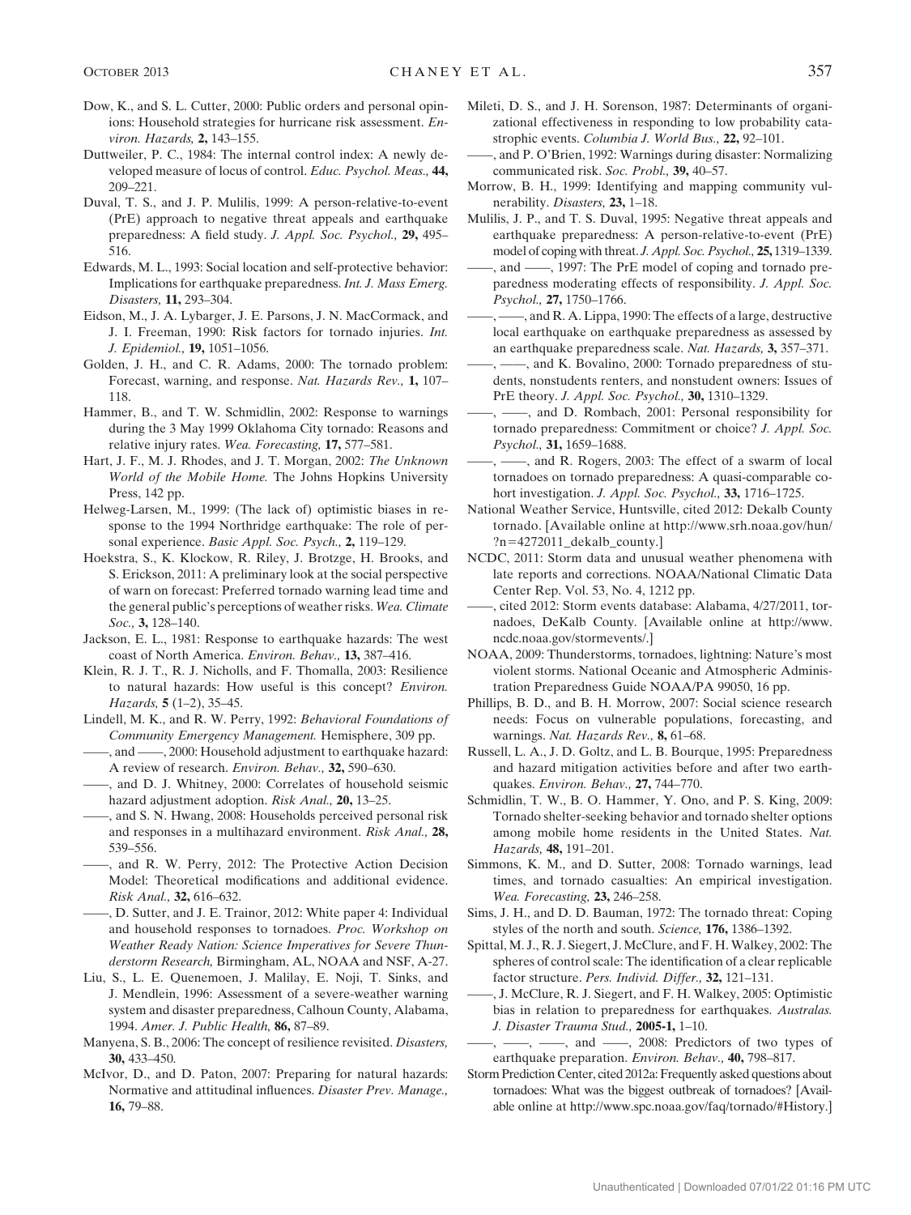Dow, K., and S. L. Cutter, 2000: Public orders and personal opinions: Household strategies for hurricane risk assessment. *Environ. Hazards,* **2,** 143–155.

Duttweiler, P. C., 1984: The internal control index: A newly developed measure of locus of control. *Educ. Psychol. Meas.,* **44,** 209–221.

Duval, T. S., and J. P. Mulilis, 1999: A person-relative-to-event (PrE) approach to negative threat appeals and earthquake preparedness: A field study. *J. Appl. Soc. Psychol.,* **29,** 495–516.

Edwards, M. L., 1993: Social location and self-protective behavior: Implications for earthquake preparedness. *Int. J. Mass Emerg. Disasters,* **11,** 293–304.

Eidson, M., J. A. Lybarger, J. E. Parsons, J. N. MacCormack, and J. I. Freeman, 1990: Risk factors for tornado injuries. *Int. J. Epidemiol.,* **19,** 1051–1056.

Golden, J. H., and C. R. Adams, 2000: The tornado problem: Forecast, warning, and response. *Nat. Hazards Rev.,* **1,** 107–118.

Hammer, B., and T. W. Schmidlin, 2002: Response to warnings during the 3 May 1999 Oklahoma City tornado: Reasons and relative injury rates. *Wea. Forecasting,* **17,** 577–581.

Hart, J. F., M. J. Rhodes, and J. T. Morgan, 2002: *The Unknown World of the Mobile Home.* The Johns Hopkins University Press, 142 pp.

Helweg-Larsen, M., 1999: (The lack of) optimistic biases in response to the 1994 Northridge earthquake: The role of personal experience. *Basic Appl. Soc. Psych.,* **2,** 119–129.

Hoekstra, S., K. Klockow, R. Riley, J. Brotzge, H. Brooks, and S. Erickson, 2011: A preliminary look at the social perspective of warn on forecast: Preferred tornado warning lead time and the general public's perceptions of weather risks. *Wea. Climate Soc.,* **3,** 128–140.

Jackson, E. L., 1981: Response to earthquake hazards: The west coast of North America. *Environ. Behav.,* **13,** 387–416.

Klein, R. J. T., R. J. Nicholls, and F. Thomalla, 2003: Resilience to natural hazards: How useful is this concept? *Environ. Hazards,* **5** (1–2), 35–45.

Lindell, M. K., and R. W. Perry, 1992: *Behavioral Foundations of Community Emergency Management.* Hemisphere, 309 pp.

——, and ——, 2000: Household adjustment to earthquake hazard: A review of research. *Environ. Behav.,* **32,** 590–630.

——, and D. J. Whitney, 2000: Correlates of household seismic hazard adjustment adoption. *Risk Anal.,* **20,** 13–25.

——, and S. N. Hwang, 2008: Households perceived personal risk and responses in a multihazard environment. *Risk Anal.,* **28,** 539–556.

——, and R. W. Perry, 2012: The Protective Action Decision Model: Theoretical modifications and additional evidence. *Risk Anal.,* **32,** 616–632.

——, D. Sutter, and J. E. Trainor, 2012: White paper 4: Individual and household responses to tornadoes. *Proc. Workshop on Weather Ready Nation: Science Imperatives for Severe Thunderstorm Research,* Birmingham, AL, NOAA and NSF, A-27.

Liu, S., L. E. Quenemoen, J. Malilay, E. Noji, T. Sinks, and J. Mendlein, 1996: Assessment of a severe-weather warning system and disaster preparedness, Calhoun County, Alabama, 1994. *Amer. J. Public Health,* **86,** 87–89.

Manyena, S. B., 2006: The concept of resilience revisited. *Disasters,* **30,** 433–450.

McIvor, D., and D. Paton, 2007: Preparing for natural hazards: Normative and attitudinal influences. *Disaster Prev. Manage.,* **16,** 79–88.

Mileti, D. S., and J. H. Sorenson, 1987: Determinants of organizational effectiveness in responding to low probability catastrophic events. *Columbia J. World Bus.,* **22,** 92–101.

——, and P. O'Brien, 1992: Warnings during disaster: Normalizing communicated risk. *Soc. Probl.,* **39,** 40–57.

Morrow, B. H., 1999: Identifying and mapping community vulnerability. *Disasters,* **23,** 1–18.

Mulilis, J. P., and T. S. Duval, 1995: Negative threat appeals and earthquake preparedness: A person-relative-to-event (PrE) model of coping with threat. *J. Appl. Soc. Psychol.,* **25,** 1319–1339.

——, and ——, 1997: The PrE model of coping and tornado preparedness moderating effects of responsibility. *J. Appl. Soc. Psychol.,* **27,** 1750–1766.

——, ——, and R. A. Lippa, 1990: The effects of a large, destructive local earthquake on earthquake preparedness as assessed by an earthquake preparedness scale. *Nat. Hazards,* **3,** 357–371.

——, ——, and K. Bovalino, 2000: Tornado preparedness of students, nonstudents renters, and nonstudent owners: Issues of PrE theory. *J. Appl. Soc. Psychol.,* **30,** 1310–1329.

——, ——, and D. Rombach, 2001: Personal responsibility for tornado preparedness: Commitment or choice? *J. Appl. Soc. Psychol.,* **31,** 1659–1688.

——, ——, and R. Rogers, 2003: The effect of a swarm of local tornadoes on tornado preparedness: A quasi-comparable cohort investigation. *J. Appl. Soc. Psychol.,* **33,** 1716–1725.

National Weather Service, Huntsville, cited 2012: Dekalb County tornado. [Available online at http://www.srh.noaa.gov/hun/?n=4272011_dekalb_county.]

NCDC, 2011: Storm data and unusual weather phenomena with late reports and corrections. NOAA/National Climatic Data Center Rep. Vol. 53, No. 4, 1212 pp.

——, cited 2012: Storm events database: Alabama, 4/27/2011, tornadoes, DeKalb County. [Available online at http://www.ncdc.noaa.gov/stormevents/.]

NOAA, 2009: Thunderstorms, tornadoes, lightning: Nature's most violent storms. National Oceanic and Atmospheric Administration Preparedness Guide NOAA/PA 99050, 16 pp.

Phillips, B. D., and B. H. Morrow, 2007: Social science research needs: Focus on vulnerable populations, forecasting, and warnings. *Nat. Hazards Rev.,* **8,** 61–68.

Russell, L. A., J. D. Goltz, and L. B. Bourque, 1995: Preparedness and hazard mitigation activities before and after two earthquakes. *Environ. Behav.,* **27,** 744–770.

Schmidlin, T. W., B. O. Hammer, Y. Ono, and P. S. King, 2009: Tornado shelter-seeking behavior and tornado shelter options among mobile home residents in the United States. *Nat. Hazards,* **48,** 191–201.

Simmons, K. M., and D. Sutter, 2008: Tornado warnings, lead times, and tornado casualties: An empirical investigation. *Wea. Forecasting,* **23,** 246–258.

Sims, J. H., and D. D. Bauman, 1972: The tornado threat: Coping styles of the north and south. *Science,* **176,** 1386–1392.

Spittal, M. J., R. J. Siegert, J. McClure, and F. H. Walkey, 2002: The spheres of control scale: The identification of a clear replicable factor structure. *Pers. Individ. Differ.,* **32,** 121–131.

——, J. McClure, R. J. Siegert, and F. H. Walkey, 2005: Optimistic bias in relation to preparedness for earthquakes. *Australas. J. Disaster Trauma Stud.,* **2005-1,** 1–10.

——, ——, ——, and ——, 2008: Predictors of two types of earthquake preparation. *Environ. Behav.,* **40,** 798–817.

Storm Prediction Center, cited 2012a: Frequently asked questions about tornadoes: What was the biggest outbreak of tornadoes? [Available online at http://www.spc.noaa.gov/faq/tornado/#History.]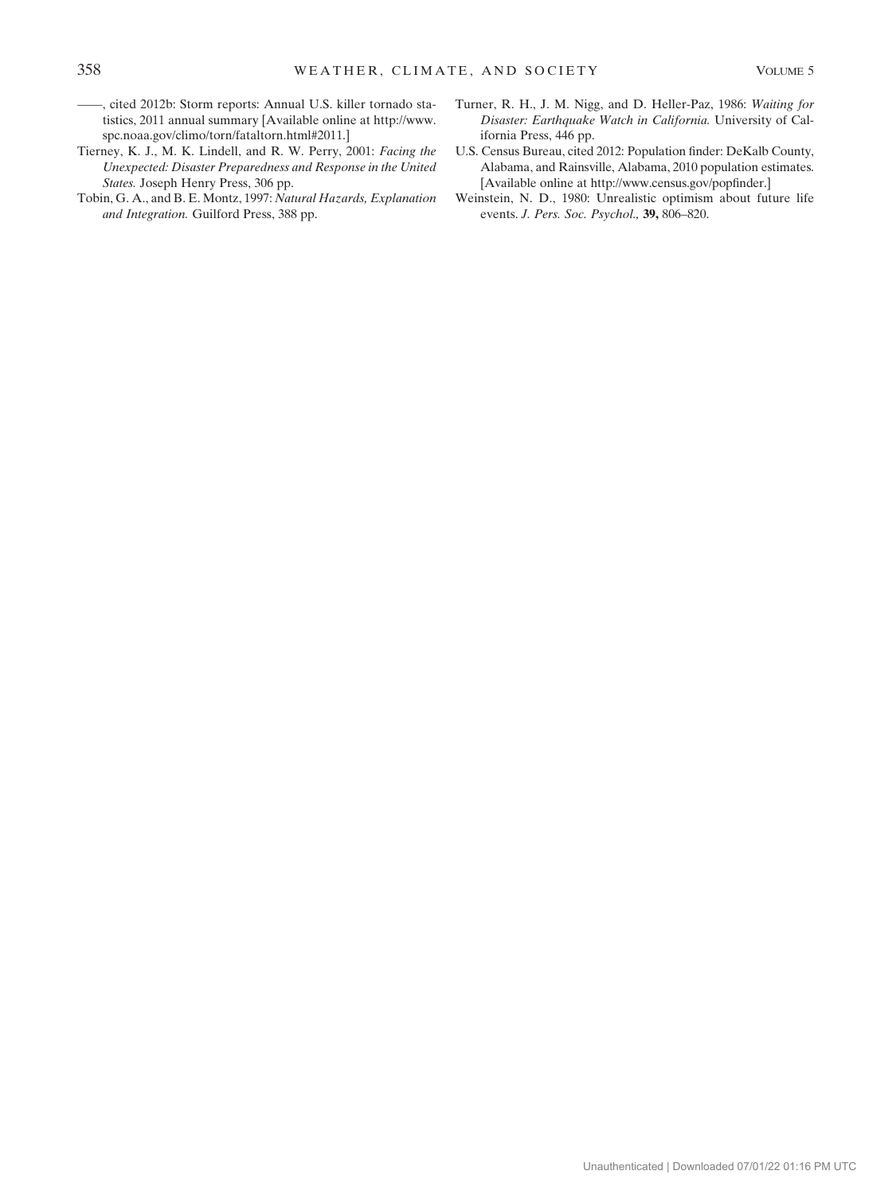——, cited 2012b: Storm reports: Annual U.S. killer tornado statistics, 2011 annual summary [Available online at http://www.spc.noaa.gov/climo/torn/fataltorn.html#2011.]

Tierney, K. J., M. K. Lindell, and R. W. Perry, 2001: *Facing the Unexpected: Disaster Preparedness and Response in the United States.* Joseph Henry Press, 306 pp.

Tobin, G. A., and B. E. Montz, 1997: *Natural Hazards, Explanation and Integration.* Guilford Press, 388 pp.

Turner, R. H., J. M. Nigg, and D. Heller-Paz, 1986: *Waiting for Disaster: Earthquake Watch in California.* University of California Press, 446 pp.

U.S. Census Bureau, cited 2012: Population finder: DeKalb County, Alabama, and Rainsville, Alabama, 2010 population estimates. [Available online at http://www.census.gov/popfinder.]

Weinstein, N. D., 1980: Unrealistic optimism about future life events. *J. Pers. Soc. Psychol.,* **39,** 806–820.